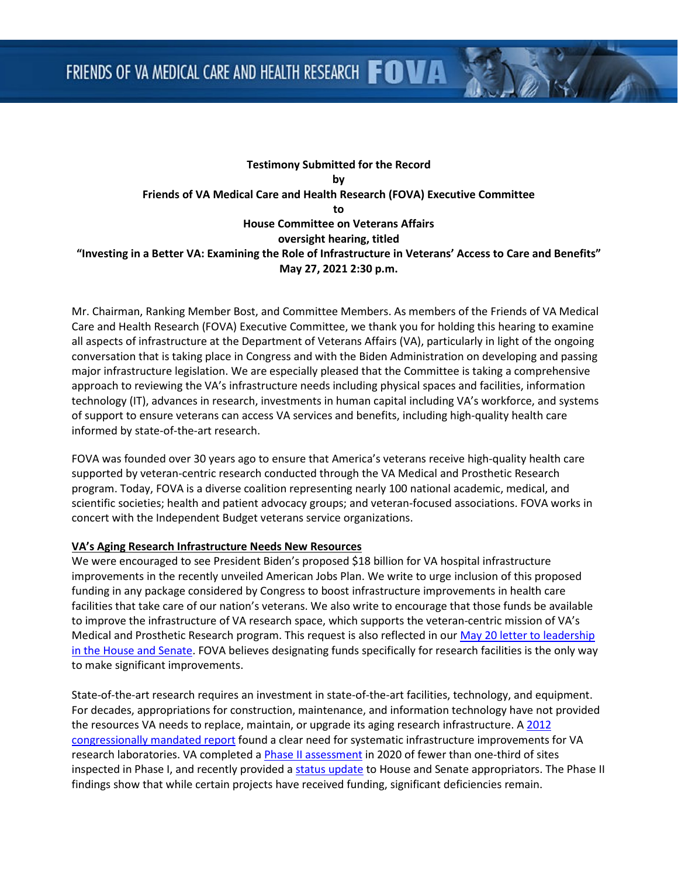FRIENDS OF VA MEDICAL CARE AND HEALTH RESEARCH **FOVA**

**Testimony Submitted for the Record**
**by**
**Friends of VA Medical Care and Health Research (FOVA) Executive Committee**
**to**
**House Committee on Veterans Affairs**
**oversight hearing, titled**
**"Investing in a Better VA: Examining the Role of Infrastructure in Veterans' Access to Care and Benefits"**
**May 27, 2021 2:30 p.m.**

Mr. Chairman, Ranking Member Bost, and Committee Members. As members of the Friends of VA Medical Care and Health Research (FOVA) Executive Committee, we thank you for holding this hearing to examine all aspects of infrastructure at the Department of Veterans Affairs (VA), particularly in light of the ongoing conversation that is taking place in Congress and with the Biden Administration on developing and passing major infrastructure legislation. We are especially pleased that the Committee is taking a comprehensive approach to reviewing the VA's infrastructure needs including physical spaces and facilities, information technology (IT), advances in research, investments in human capital including VA's workforce, and systems of support to ensure veterans can access VA services and benefits, including high-quality health care informed by state-of-the-art research.

FOVA was founded over 30 years ago to ensure that America's veterans receive high-quality health care supported by veteran-centric research conducted through the VA Medical and Prosthetic Research program. Today, FOVA is a diverse coalition representing nearly 100 national academic, medical, and scientific societies; health and patient advocacy groups; and veteran-focused associations. FOVA works in concert with the Independent Budget veterans service organizations.

**VA's Aging Research Infrastructure Needs New Resources**

We were encouraged to see President Biden's proposed $18 billion for VA hospital infrastructure improvements in the recently unveiled American Jobs Plan. We write to urge inclusion of this proposed funding in any package considered by Congress to boost infrastructure improvements in health care facilities that take care of our nation's veterans. We also write to encourage that those funds be available to improve the infrastructure of VA research space, which supports the veteran-centric mission of VA's Medical and Prosthetic Research program. This request is also reflected in our May 20 letter to leadership in the House and Senate. FOVA believes designating funds specifically for research facilities is the only way to make significant improvements.

State-of-the-art research requires an investment in state-of-the-art facilities, technology, and equipment. For decades, appropriations for construction, maintenance, and information technology have not provided the resources VA needs to replace, maintain, or upgrade its aging research infrastructure. A 2012 congressionally mandated report found a clear need for systematic infrastructure improvements for VA research laboratories. VA completed a Phase II assessment in 2020 of fewer than one-third of sites inspected in Phase I, and recently provided a status update to House and Senate appropriators. The Phase II findings show that while certain projects have received funding, significant deficiencies remain.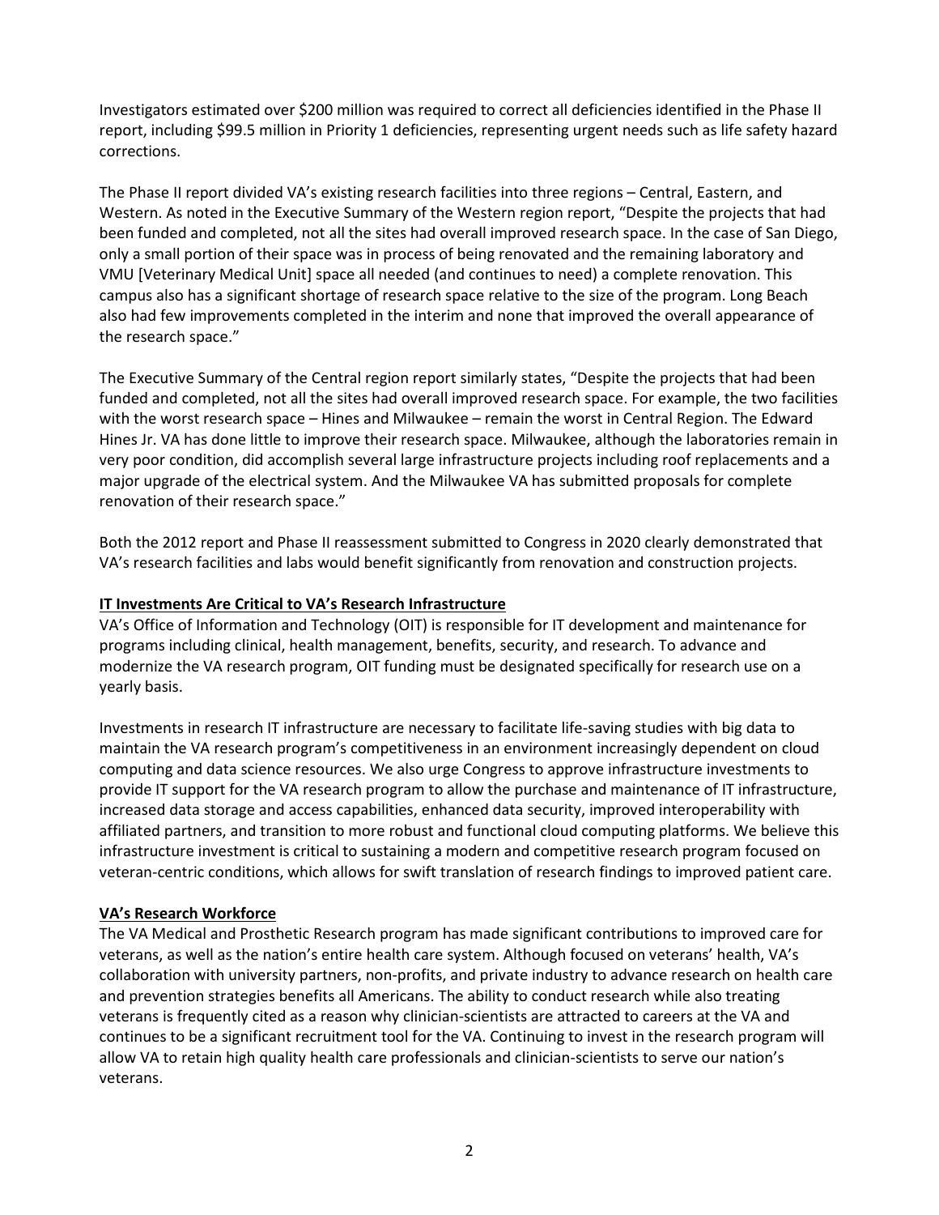Investigators estimated over $200 million was required to correct all deficiencies identified in the Phase II report, including $99.5 million in Priority 1 deficiencies, representing urgent needs such as life safety hazard corrections.

The Phase II report divided VA's existing research facilities into three regions – Central, Eastern, and Western. As noted in the Executive Summary of the Western region report, "Despite the projects that had been funded and completed, not all the sites had overall improved research space. In the case of San Diego, only a small portion of their space was in process of being renovated and the remaining laboratory and VMU [Veterinary Medical Unit] space all needed (and continues to need) a complete renovation. This campus also has a significant shortage of research space relative to the size of the program. Long Beach also had few improvements completed in the interim and none that improved the overall appearance of the research space."

The Executive Summary of the Central region report similarly states, "Despite the projects that had been funded and completed, not all the sites had overall improved research space. For example, the two facilities with the worst research space – Hines and Milwaukee – remain the worst in Central Region. The Edward Hines Jr. VA has done little to improve their research space. Milwaukee, although the laboratories remain in very poor condition, did accomplish several large infrastructure projects including roof replacements and a major upgrade of the electrical system. And the Milwaukee VA has submitted proposals for complete renovation of their research space."

Both the 2012 report and Phase II reassessment submitted to Congress in 2020 clearly demonstrated that VA's research facilities and labs would benefit significantly from renovation and construction projects.

## IT Investments Are Critical to VA's Research Infrastructure

VA's Office of Information and Technology (OIT) is responsible for IT development and maintenance for programs including clinical, health management, benefits, security, and research. To advance and modernize the VA research program, OIT funding must be designated specifically for research use on a yearly basis.

Investments in research IT infrastructure are necessary to facilitate life-saving studies with big data to maintain the VA research program's competitiveness in an environment increasingly dependent on cloud computing and data science resources. We also urge Congress to approve infrastructure investments to provide IT support for the VA research program to allow the purchase and maintenance of IT infrastructure, increased data storage and access capabilities, enhanced data security, improved interoperability with affiliated partners, and transition to more robust and functional cloud computing platforms. We believe this infrastructure investment is critical to sustaining a modern and competitive research program focused on veteran-centric conditions, which allows for swift translation of research findings to improved patient care.

## VA's Research Workforce

The VA Medical and Prosthetic Research program has made significant contributions to improved care for veterans, as well as the nation's entire health care system. Although focused on veterans' health, VA's collaboration with university partners, non-profits, and private industry to advance research on health care and prevention strategies benefits all Americans. The ability to conduct research while also treating veterans is frequently cited as a reason why clinician-scientists are attracted to careers at the VA and continues to be a significant recruitment tool for the VA. Continuing to invest in the research program will allow VA to retain high quality health care professionals and clinician-scientists to serve our nation's veterans.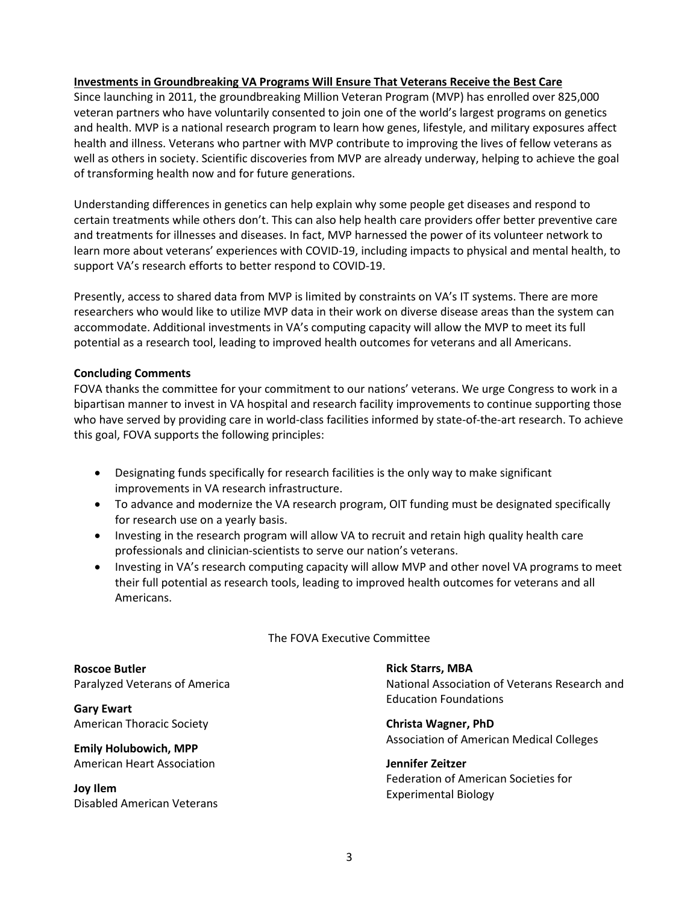**Investments in Groundbreaking VA Programs Will Ensure That Veterans Receive the Best Care**

Since launching in 2011, the groundbreaking Million Veteran Program (MVP) has enrolled over 825,000 veteran partners who have voluntarily consented to join one of the world's largest programs on genetics and health. MVP is a national research program to learn how genes, lifestyle, and military exposures affect health and illness. Veterans who partner with MVP contribute to improving the lives of fellow veterans as well as others in society. Scientific discoveries from MVP are already underway, helping to achieve the goal of transforming health now and for future generations.

Understanding differences in genetics can help explain why some people get diseases and respond to certain treatments while others don't. This can also help health care providers offer better preventive care and treatments for illnesses and diseases. In fact, MVP harnessed the power of its volunteer network to learn more about veterans' experiences with COVID-19, including impacts to physical and mental health, to support VA's research efforts to better respond to COVID-19.

Presently, access to shared data from MVP is limited by constraints on VA's IT systems. There are more researchers who would like to utilize MVP data in their work on diverse disease areas than the system can accommodate. Additional investments in VA's computing capacity will allow the MVP to meet its full potential as a research tool, leading to improved health outcomes for veterans and all Americans.

**Concluding Comments**

FOVA thanks the committee for your commitment to our nations' veterans. We urge Congress to work in a bipartisan manner to invest in VA hospital and research facility improvements to continue supporting those who have served by providing care in world-class facilities informed by state-of-the-art research. To achieve this goal, FOVA supports the following principles:

- Designating funds specifically for research facilities is the only way to make significant improvements in VA research infrastructure.
- To advance and modernize the VA research program, OIT funding must be designated specifically for research use on a yearly basis.
- Investing in the research program will allow VA to recruit and retain high quality health care professionals and clinician-scientists to serve our nation's veterans.
- Investing in VA's research computing capacity will allow MVP and other novel VA programs to meet their full potential as research tools, leading to improved health outcomes for veterans and all Americans.

The FOVA Executive Committee

**Roscoe Butler**
Paralyzed Veterans of America

**Gary Ewart**
American Thoracic Society

**Emily Holubowich, MPP**
American Heart Association

**Joy Ilem**
Disabled American Veterans

**Rick Starrs, MBA**
National Association of Veterans Research and Education Foundations

**Christa Wagner, PhD**
Association of American Medical Colleges

**Jennifer Zeitzer**
Federation of American Societies for Experimental Biology